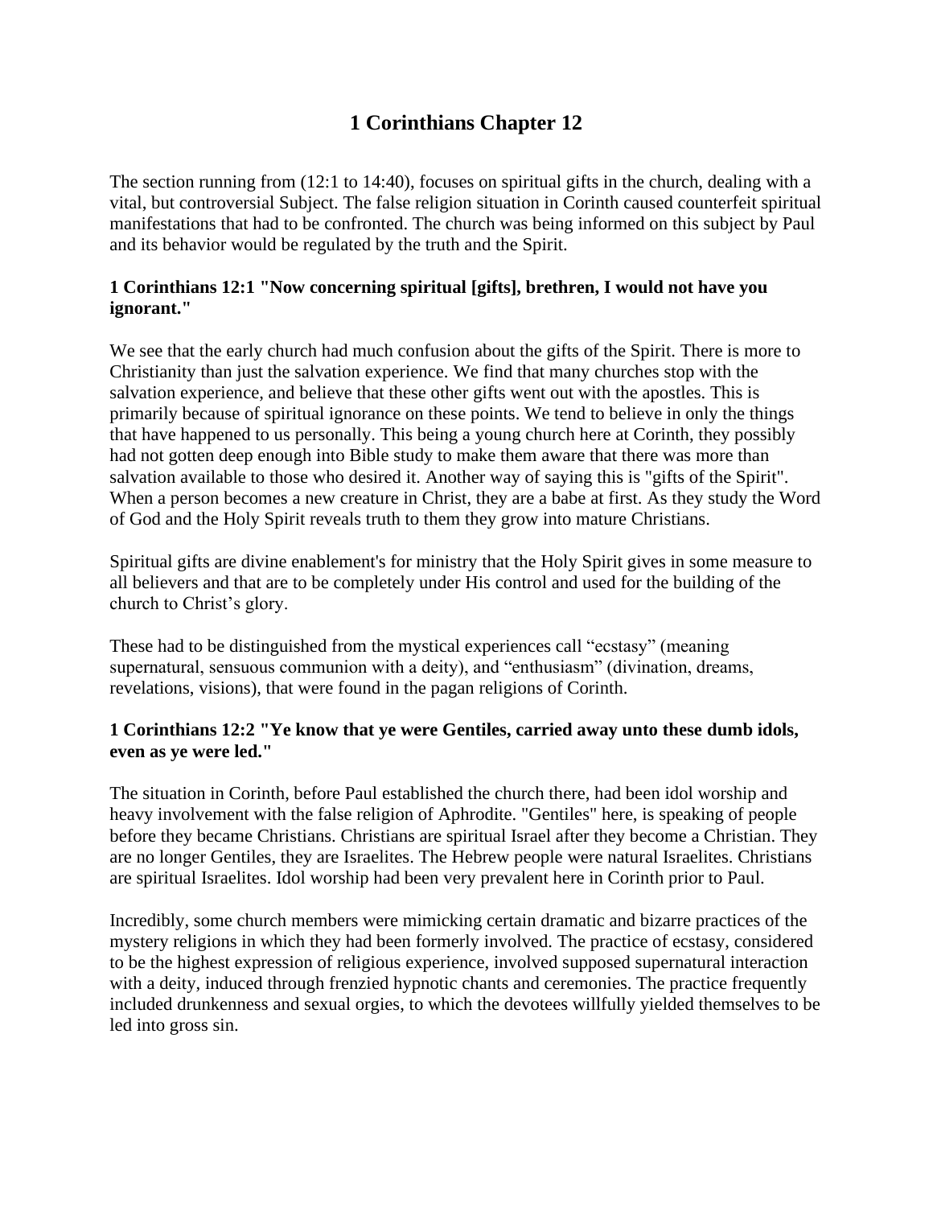# 1 Corinthians Chapter 12

The section running from (12:1 to 14:40), focuses on spiritual gifts in the church, dealing with a vital, but controversial Subject. The false religion situation in Corinth caused counterfeit spiritual manifestations that had to be confronted. The church was being informed on this subject by Paul and its behavior would be regulated by the truth and the Spirit.

**1 Corinthians 12:1 "Now concerning spiritual [gifts], brethren, I would not have you ignorant."**

We see that the early church had much confusion about the gifts of the Spirit. There is more to Christianity than just the salvation experience. We find that many churches stop with the salvation experience, and believe that these other gifts went out with the apostles. This is primarily because of spiritual ignorance on these points. We tend to believe in only the things that have happened to us personally. This being a young church here at Corinth, they possibly had not gotten deep enough into Bible study to make them aware that there was more than salvation available to those who desired it. Another way of saying this is "gifts of the Spirit". When a person becomes a new creature in Christ, they are a babe at first. As they study the Word of God and the Holy Spirit reveals truth to them they grow into mature Christians.

Spiritual gifts are divine enablement's for ministry that the Holy Spirit gives in some measure to all believers and that are to be completely under His control and used for the building of the church to Christ's glory.

These had to be distinguished from the mystical experiences call "ecstasy" (meaning supernatural, sensuous communion with a deity), and "enthusiasm" (divination, dreams, revelations, visions), that were found in the pagan religions of Corinth.

**1 Corinthians 12:2 "Ye know that ye were Gentiles, carried away unto these dumb idols, even as ye were led."**

The situation in Corinth, before Paul established the church there, had been idol worship and heavy involvement with the false religion of Aphrodite. "Gentiles" here, is speaking of people before they became Christians. Christians are spiritual Israel after they become a Christian. They are no longer Gentiles, they are Israelites. The Hebrew people were natural Israelites. Christians are spiritual Israelites. Idol worship had been very prevalent here in Corinth prior to Paul.

Incredibly, some church members were mimicking certain dramatic and bizarre practices of the mystery religions in which they had been formerly involved. The practice of ecstasy, considered to be the highest expression of religious experience, involved supposed supernatural interaction with a deity, induced through frenzied hypnotic chants and ceremonies. The practice frequently included drunkenness and sexual orgies, to which the devotees willfully yielded themselves to be led into gross sin.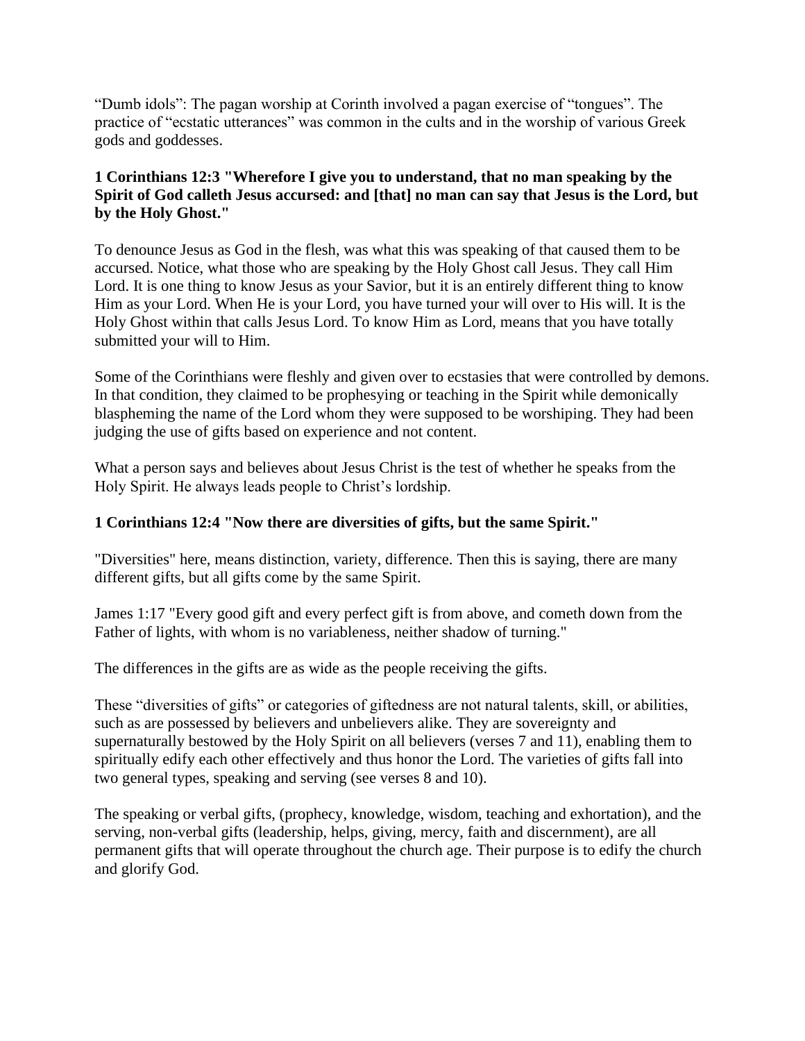“Dumb idols”: The pagan worship at Corinth involved a pagan exercise of “tongues”. The practice of “ecstatic utterances” was common in the cults and in the worship of various Greek gods and goddesses.

**1 Corinthians 12:3 "Wherefore I give you to understand, that no man speaking by the Spirit of God calleth Jesus accursed: and [that] no man can say that Jesus is the Lord, but by the Holy Ghost."**

To denounce Jesus as God in the flesh, was what this was speaking of that caused them to be accursed. Notice, what those who are speaking by the Holy Ghost call Jesus. They call Him Lord. It is one thing to know Jesus as your Savior, but it is an entirely different thing to know Him as your Lord. When He is your Lord, you have turned your will over to His will. It is the Holy Ghost within that calls Jesus Lord. To know Him as Lord, means that you have totally submitted your will to Him.

Some of the Corinthians were fleshly and given over to ecstasies that were controlled by demons. In that condition, they claimed to be prophesying or teaching in the Spirit while demonically blaspheming the name of the Lord whom they were supposed to be worshiping. They had been judging the use of gifts based on experience and not content.

What a person says and believes about Jesus Christ is the test of whether he speaks from the Holy Spirit. He always leads people to Christ’s lordship.

**1 Corinthians 12:4 "Now there are diversities of gifts, but the same Spirit."**

"Diversities" here, means distinction, variety, difference. Then this is saying, there are many different gifts, but all gifts come by the same Spirit.

James 1:17 "Every good gift and every perfect gift is from above, and cometh down from the Father of lights, with whom is no variableness, neither shadow of turning."

The differences in the gifts are as wide as the people receiving the gifts.

These “diversities of gifts” or categories of giftedness are not natural talents, skill, or abilities, such as are possessed by believers and unbelievers alike. They are sovereignty and supernaturally bestowed by the Holy Spirit on all believers (verses 7 and 11), enabling them to spiritually edify each other effectively and thus honor the Lord. The varieties of gifts fall into two general types, speaking and serving (see verses 8 and 10).

The speaking or verbal gifts, (prophecy, knowledge, wisdom, teaching and exhortation), and the serving, non-verbal gifts (leadership, helps, giving, mercy, faith and discernment), are all permanent gifts that will operate throughout the church age. Their purpose is to edify the church and glorify God.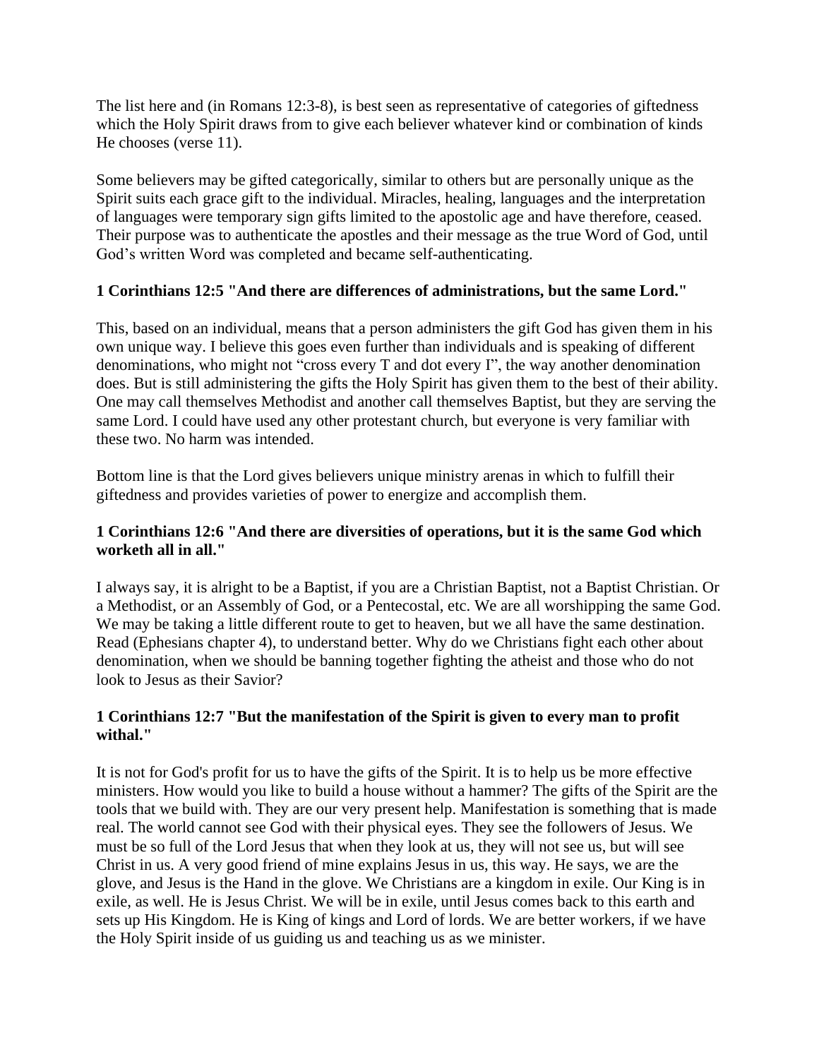The list here and (in Romans 12:3-8), is best seen as representative of categories of giftedness which the Holy Spirit draws from to give each believer whatever kind or combination of kinds He chooses (verse 11).

Some believers may be gifted categorically, similar to others but are personally unique as the Spirit suits each grace gift to the individual. Miracles, healing, languages and the interpretation of languages were temporary sign gifts limited to the apostolic age and have therefore, ceased. Their purpose was to authenticate the apostles and their message as the true Word of God, until God's written Word was completed and became self-authenticating.

**1 Corinthians 12:5 "And there are differences of administrations, but the same Lord."**

This, based on an individual, means that a person administers the gift God has given them in his own unique way. I believe this goes even further than individuals and is speaking of different denominations, who might not "cross every T and dot every I", the way another denomination does. But is still administering the gifts the Holy Spirit has given them to the best of their ability. One may call themselves Methodist and another call themselves Baptist, but they are serving the same Lord. I could have used any other protestant church, but everyone is very familiar with these two. No harm was intended.

Bottom line is that the Lord gives believers unique ministry arenas in which to fulfill their giftedness and provides varieties of power to energize and accomplish them.

**1 Corinthians 12:6 "And there are diversities of operations, but it is the same God which worketh all in all."**

I always say, it is alright to be a Baptist, if you are a Christian Baptist, not a Baptist Christian. Or a Methodist, or an Assembly of God, or a Pentecostal, etc. We are all worshipping the same God. We may be taking a little different route to get to heaven, but we all have the same destination. Read (Ephesians chapter 4), to understand better. Why do we Christians fight each other about denomination, when we should be banning together fighting the atheist and those who do not look to Jesus as their Savior?

**1 Corinthians 12:7 "But the manifestation of the Spirit is given to every man to profit withal."**

It is not for God's profit for us to have the gifts of the Spirit. It is to help us be more effective ministers. How would you like to build a house without a hammer? The gifts of the Spirit are the tools that we build with. They are our very present help. Manifestation is something that is made real. The world cannot see God with their physical eyes. They see the followers of Jesus. We must be so full of the Lord Jesus that when they look at us, they will not see us, but will see Christ in us. A very good friend of mine explains Jesus in us, this way. He says, we are the glove, and Jesus is the Hand in the glove. We Christians are a kingdom in exile. Our King is in exile, as well. He is Jesus Christ. We will be in exile, until Jesus comes back to this earth and sets up His Kingdom. He is King of kings and Lord of lords. We are better workers, if we have the Holy Spirit inside of us guiding us and teaching us as we minister.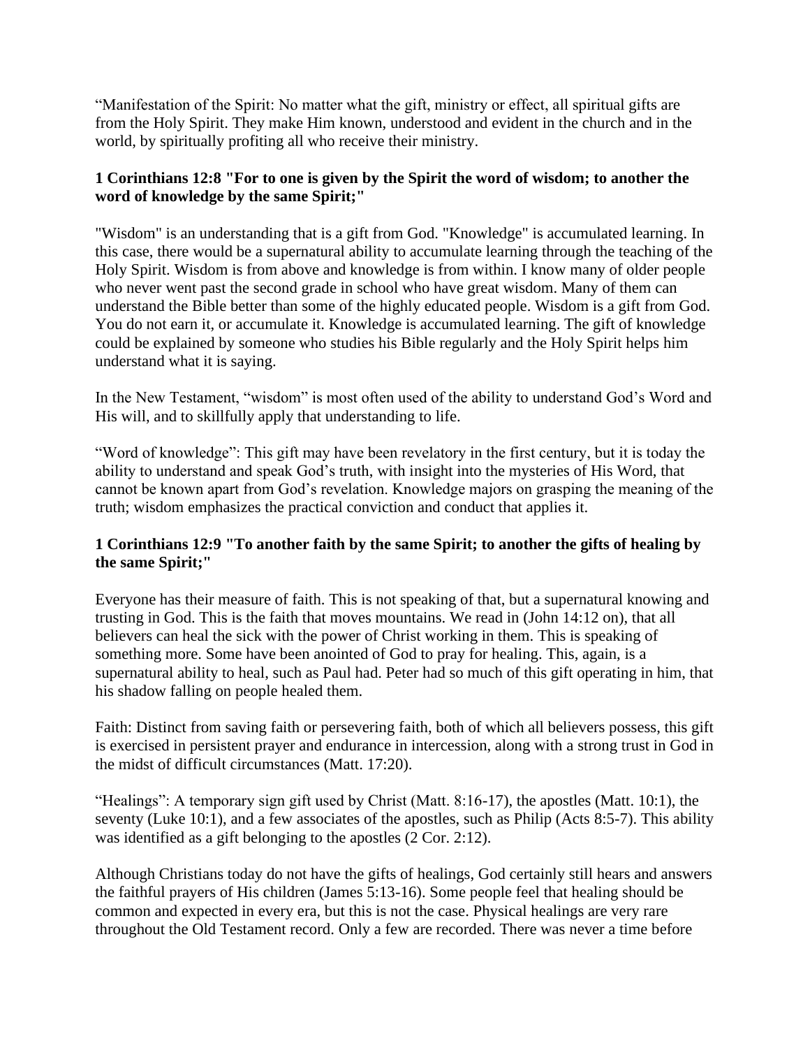“Manifestation of the Spirit: No matter what the gift, ministry or effect, all spiritual gifts are from the Holy Spirit. They make Him known, understood and evident in the church and in the world, by spiritually profiting all who receive their ministry.

**1 Corinthians 12:8 "For to one is given by the Spirit the word of wisdom; to another the word of knowledge by the same Spirit;"**

"Wisdom" is an understanding that is a gift from God. "Knowledge" is accumulated learning. In this case, there would be a supernatural ability to accumulate learning through the teaching of the Holy Spirit. Wisdom is from above and knowledge is from within. I know many of older people who never went past the second grade in school who have great wisdom. Many of them can understand the Bible better than some of the highly educated people. Wisdom is a gift from God. You do not earn it, or accumulate it. Knowledge is accumulated learning. The gift of knowledge could be explained by someone who studies his Bible regularly and the Holy Spirit helps him understand what it is saying.

In the New Testament, “wisdom” is most often used of the ability to understand God’s Word and His will, and to skillfully apply that understanding to life.

“Word of knowledge”: This gift may have been revelatory in the first century, but it is today the ability to understand and speak God’s truth, with insight into the mysteries of His Word, that cannot be known apart from God’s revelation. Knowledge majors on grasping the meaning of the truth; wisdom emphasizes the practical conviction and conduct that applies it.

**1 Corinthians 12:9 "To another faith by the same Spirit; to another the gifts of healing by the same Spirit;"**

Everyone has their measure of faith. This is not speaking of that, but a supernatural knowing and trusting in God. This is the faith that moves mountains. We read in (John 14:12 on), that all believers can heal the sick with the power of Christ working in them. This is speaking of something more. Some have been anointed of God to pray for healing. This, again, is a supernatural ability to heal, such as Paul had. Peter had so much of this gift operating in him, that his shadow falling on people healed them.

Faith: Distinct from saving faith or persevering faith, both of which all believers possess, this gift is exercised in persistent prayer and endurance in intercession, along with a strong trust in God in the midst of difficult circumstances (Matt. 17:20).

“Healings”: A temporary sign gift used by Christ (Matt. 8:16-17), the apostles (Matt. 10:1), the seventy (Luke 10:1), and a few associates of the apostles, such as Philip (Acts 8:5-7). This ability was identified as a gift belonging to the apostles (2 Cor. 2:12).

Although Christians today do not have the gifts of healings, God certainly still hears and answers the faithful prayers of His children (James 5:13-16). Some people feel that healing should be common and expected in every era, but this is not the case. Physical healings are very rare throughout the Old Testament record. Only a few are recorded. There was never a time before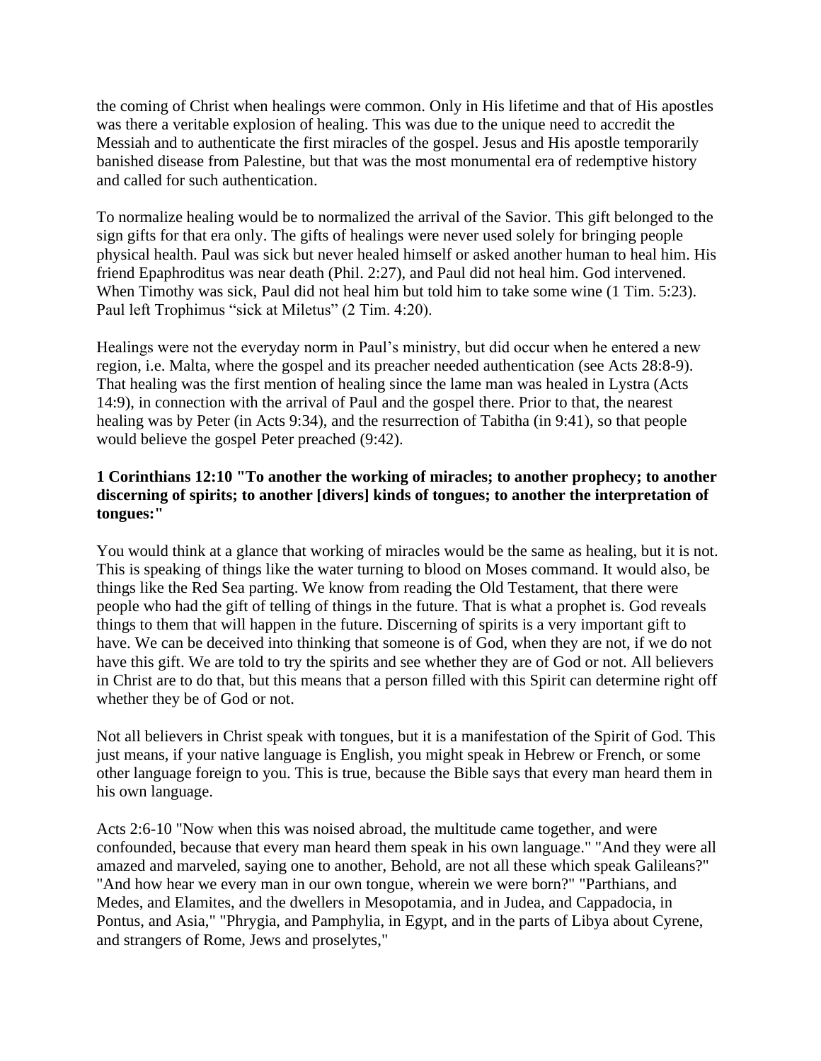the coming of Christ when healings were common. Only in His lifetime and that of His apostles was there a veritable explosion of healing. This was due to the unique need to accredit the Messiah and to authenticate the first miracles of the gospel. Jesus and His apostle temporarily banished disease from Palestine, but that was the most monumental era of redemptive history and called for such authentication.

To normalize healing would be to normalized the arrival of the Savior. This gift belonged to the sign gifts for that era only. The gifts of healings were never used solely for bringing people physical health. Paul was sick but never healed himself or asked another human to heal him. His friend Epaphroditus was near death (Phil. 2:27), and Paul did not heal him. God intervened. When Timothy was sick, Paul did not heal him but told him to take some wine (1 Tim. 5:23). Paul left Trophimus "sick at Miletus" (2 Tim. 4:20).

Healings were not the everyday norm in Paul's ministry, but did occur when he entered a new region, i.e. Malta, where the gospel and its preacher needed authentication (see Acts 28:8-9). That healing was the first mention of healing since the lame man was healed in Lystra (Acts 14:9), in connection with the arrival of Paul and the gospel there. Prior to that, the nearest healing was by Peter (in Acts 9:34), and the resurrection of Tabitha (in 9:41), so that people would believe the gospel Peter preached (9:42).

**1 Corinthians 12:10 "To another the working of miracles; to another prophecy; to another discerning of spirits; to another [divers] kinds of tongues; to another the interpretation of tongues:"**

You would think at a glance that working of miracles would be the same as healing, but it is not. This is speaking of things like the water turning to blood on Moses command. It would also, be things like the Red Sea parting. We know from reading the Old Testament, that there were people who had the gift of telling of things in the future. That is what a prophet is. God reveals things to them that will happen in the future. Discerning of spirits is a very important gift to have. We can be deceived into thinking that someone is of God, when they are not, if we do not have this gift. We are told to try the spirits and see whether they are of God or not. All believers in Christ are to do that, but this means that a person filled with this Spirit can determine right off whether they be of God or not.

Not all believers in Christ speak with tongues, but it is a manifestation of the Spirit of God. This just means, if your native language is English, you might speak in Hebrew or French, or some other language foreign to you. This is true, because the Bible says that every man heard them in his own language.

Acts 2:6-10 "Now when this was noised abroad, the multitude came together, and were confounded, because that every man heard them speak in his own language." "And they were all amazed and marveled, saying one to another, Behold, are not all these which speak Galileans?" "And how hear we every man in our own tongue, wherein we were born?" "Parthians, and Medes, and Elamites, and the dwellers in Mesopotamia, and in Judea, and Cappadocia, in Pontus, and Asia," "Phrygia, and Pamphylia, in Egypt, and in the parts of Libya about Cyrene, and strangers of Rome, Jews and proselytes,"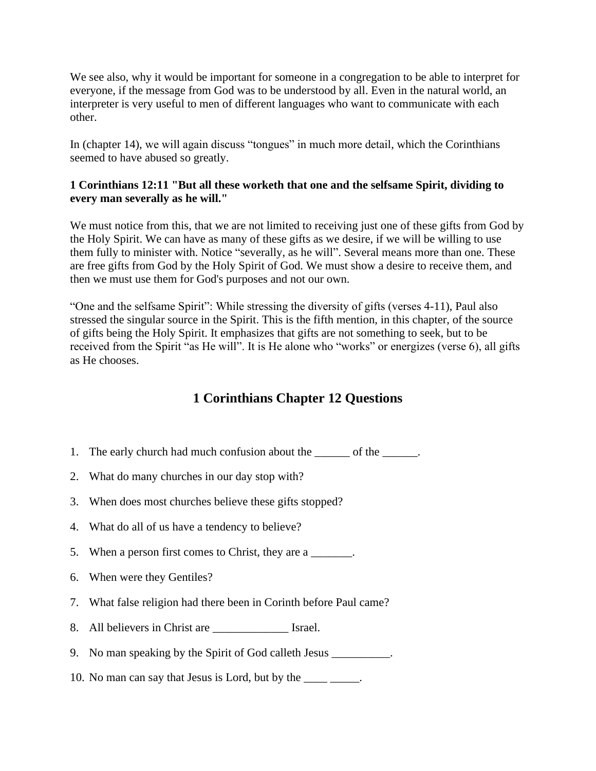We see also, why it would be important for someone in a congregation to be able to interpret for everyone, if the message from God was to be understood by all. Even in the natural world, an interpreter is very useful to men of different languages who want to communicate with each other.

In (chapter 14), we will again discuss "tongues" in much more detail, which the Corinthians seemed to have abused so greatly.

**1 Corinthians 12:11 "But all these worketh that one and the selfsame Spirit, dividing to every man severally as he will."**

We must notice from this, that we are not limited to receiving just one of these gifts from God by the Holy Spirit. We can have as many of these gifts as we desire, if we will be willing to use them fully to minister with. Notice "severally, as he will". Several means more than one. These are free gifts from God by the Holy Spirit of God. We must show a desire to receive them, and then we must use them for God's purposes and not our own.

"One and the selfsame Spirit": While stressing the diversity of gifts (verses 4-11), Paul also stressed the singular source in the Spirit. This is the fifth mention, in this chapter, of the source of gifts being the Holy Spirit. It emphasizes that gifts are not something to seek, but to be received from the Spirit "as He will". It is He alone who "works" or energizes (verse 6), all gifts as He chooses.

## 1 Corinthians Chapter 12 Questions

1. The early church had much confusion about the ______ of the ______.
2. What do many churches in our day stop with?
3. When does most churches believe these gifts stopped?
4. What do all of us have a tendency to believe?
5. When a person first comes to Christ, they are a _______.
6. When were they Gentiles?
7. What false religion had there been in Corinth before Paul came?
8. All believers in Christ are _____________ Israel.
9. No man speaking by the Spirit of God calleth Jesus __________.
10. No man can say that Jesus is Lord, but by the ____ _____.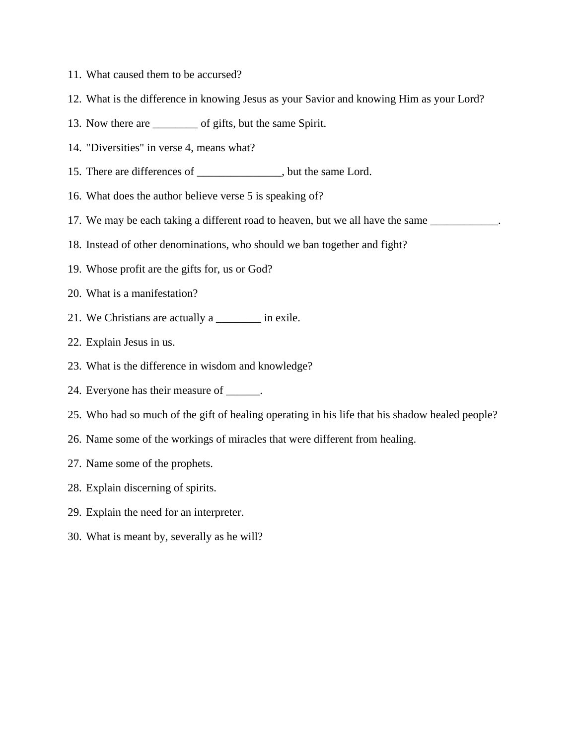11. What caused them to be accursed?
12. What is the difference in knowing Jesus as your Savior and knowing Him as your Lord?
13. Now there are ________ of gifts, but the same Spirit.
14. "Diversities" in verse 4, means what?
15. There are differences of _______________, but the same Lord.
16. What does the author believe verse 5 is speaking of?
17. We may be each taking a different road to heaven, but we all have the same ____________.
18. Instead of other denominations, who should we ban together and fight?
19. Whose profit are the gifts for, us or God?
20. What is a manifestation?
21. We Christians are actually a ________ in exile.
22. Explain Jesus in us.
23. What is the difference in wisdom and knowledge?
24. Everyone has their measure of ______.
25. Who had so much of the gift of healing operating in his life that his shadow healed people?
26. Name some of the workings of miracles that were different from healing.
27. Name some of the prophets.
28. Explain discerning of spirits.
29. Explain the need for an interpreter.
30. What is meant by, severally as he will?